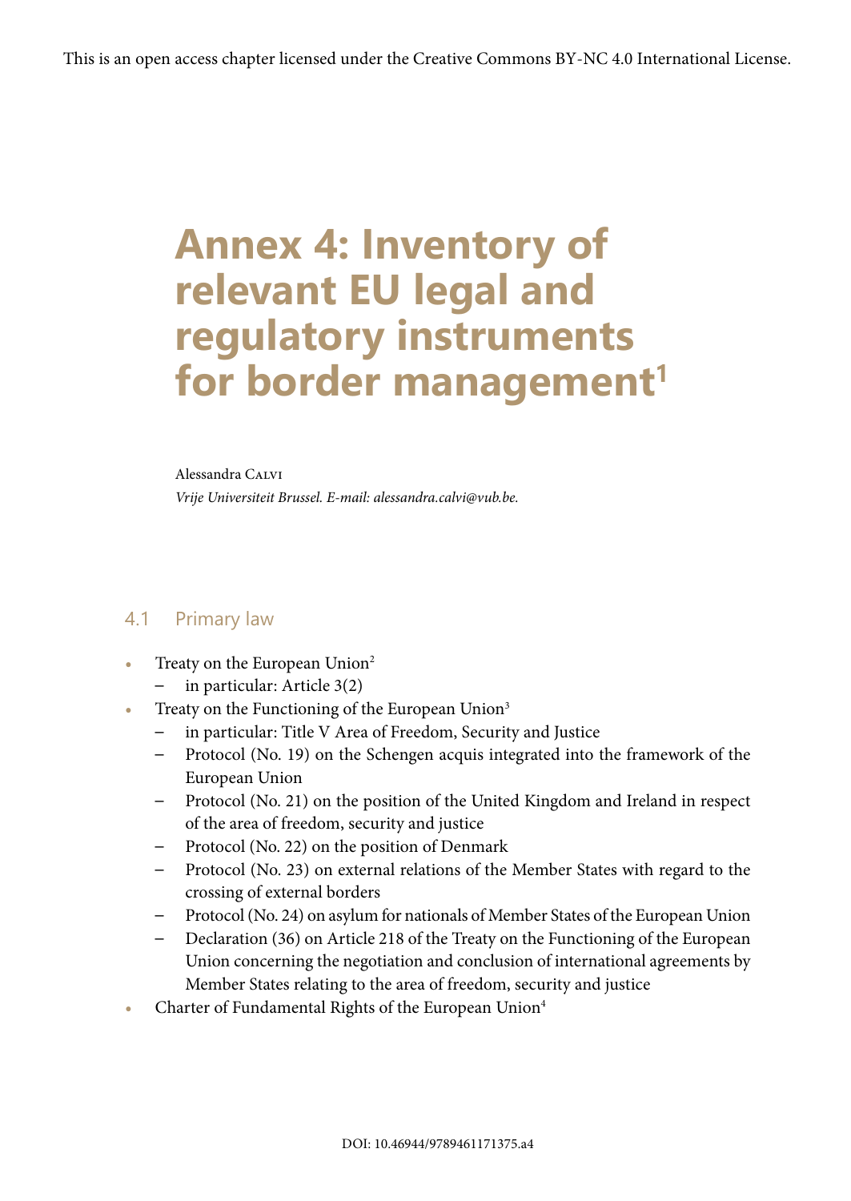This is an open access chapter licensed under the Creative Commons BY-NC 4.0 International License.

# Annex 4: Inventory of relevant EU legal and regulatory instruments for border management[1]

Alessandra Calvi

*Vrije Universiteit Brussel. E-mail: alessandra.calvi@vub.be.*

## 4.1 Primary law

- Treaty on the European Union[2]
  - in particular: Article 3(2)
- Treaty on the Functioning of the European Union[3]
  - in particular: Title V Area of Freedom, Security and Justice
  - Protocol (No. 19) on the Schengen acquis integrated into the framework of the European Union
  - Protocol (No. 21) on the position of the United Kingdom and Ireland in respect of the area of freedom, security and justice
  - Protocol (No. 22) on the position of Denmark
  - Protocol (No. 23) on external relations of the Member States with regard to the crossing of external borders
  - Protocol (No. 24) on asylum for nationals of Member States of the European Union
  - Declaration (36) on Article 218 of the Treaty on the Functioning of the European Union concerning the negotiation and conclusion of international agreements by Member States relating to the area of freedom, security and justice
- Charter of Fundamental Rights of the European Union[4]

DOI: 10.46944/9789461171375.a4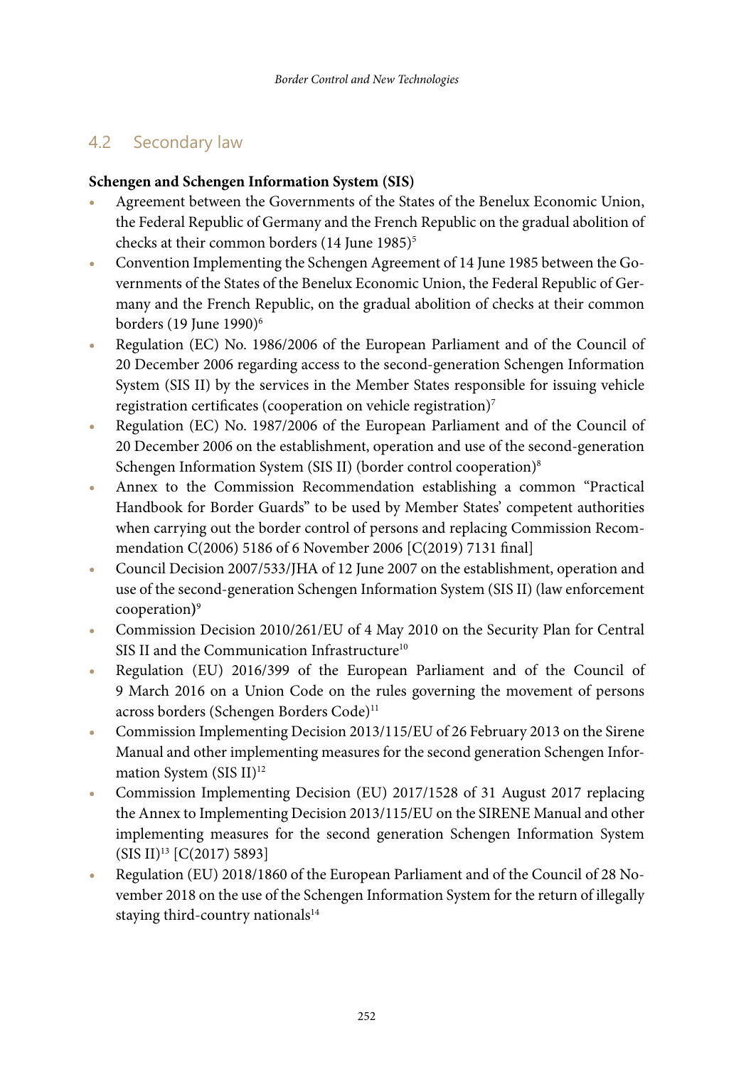## 4.2 Secondary law

**Schengen and Schengen Information System (SIS)**

- Agreement between the Governments of the States of the Benelux Economic Union, the Federal Republic of Germany and the French Republic on the gradual abolition of checks at their common borders (14 June 1985)[5]
- Convention Implementing the Schengen Agreement of 14 June 1985 between the Governments of the States of the Benelux Economic Union, the Federal Republic of Germany and the French Republic, on the gradual abolition of checks at their common borders (19 June 1990)[6]
- Regulation (EC) No. 1986/2006 of the European Parliament and of the Council of 20 December 2006 regarding access to the second-generation Schengen Information System (SIS II) by the services in the Member States responsible for issuing vehicle registration certificates (cooperation on vehicle registration)[7]
- Regulation (EC) No. 1987/2006 of the European Parliament and of the Council of 20 December 2006 on the establishment, operation and use of the second-generation Schengen Information System (SIS II) (border control cooperation)[8]
- Annex to the Commission Recommendation establishing a common "Practical Handbook for Border Guards" to be used by Member States' competent authorities when carrying out the border control of persons and replacing Commission Recommendation C(2006) 5186 of 6 November 2006 [C(2019) 7131 final]
- Council Decision 2007/533/JHA of 12 June 2007 on the establishment, operation and use of the second-generation Schengen Information System (SIS II) (law enforcement cooperation)[9]
- Commission Decision 2010/261/EU of 4 May 2010 on the Security Plan for Central SIS II and the Communication Infrastructure[10]
- Regulation (EU) 2016/399 of the European Parliament and of the Council of 9 March 2016 on a Union Code on the rules governing the movement of persons across borders (Schengen Borders Code)[11]
- Commission Implementing Decision 2013/115/EU of 26 February 2013 on the Sirene Manual and other implementing measures for the second generation Schengen Information System (SIS II)[12]
- Commission Implementing Decision (EU) 2017/1528 of 31 August 2017 replacing the Annex to Implementing Decision 2013/115/EU on the SIRENE Manual and other implementing measures for the second generation Schengen Information System (SIS II)[13] [C(2017) 5893]
- Regulation (EU) 2018/1860 of the European Parliament and of the Council of 28 November 2018 on the use of the Schengen Information System for the return of illegally staying third-country nationals[14]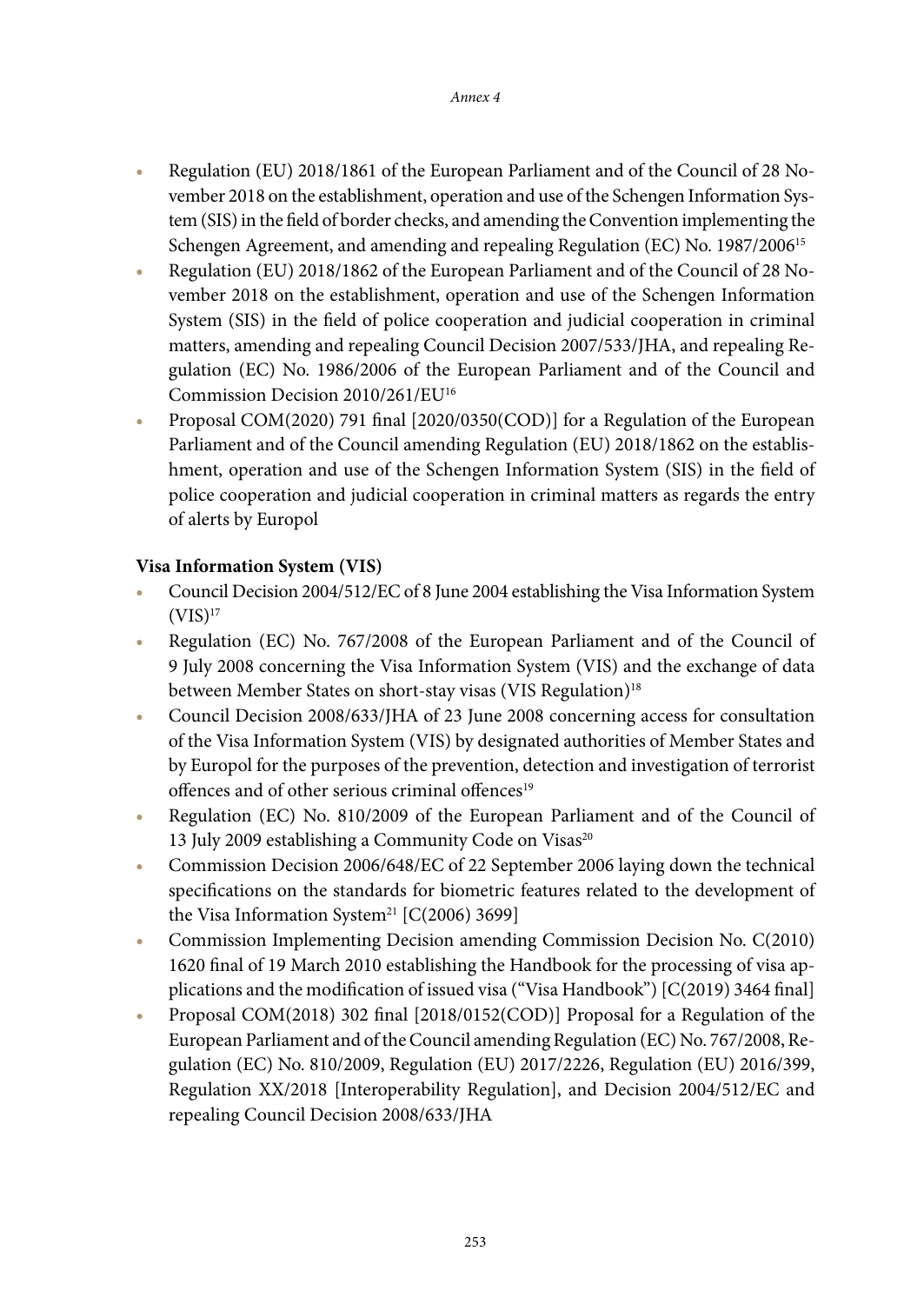- Regulation (EU) 2018/1861 of the European Parliament and of the Council of 28 November 2018 on the establishment, operation and use of the Schengen Information System (SIS) in the field of border checks, and amending the Convention implementing the Schengen Agreement, and amending and repealing Regulation (EC) No. 1987/2006[15]
- Regulation (EU) 2018/1862 of the European Parliament and of the Council of 28 November 2018 on the establishment, operation and use of the Schengen Information System (SIS) in the field of police cooperation and judicial cooperation in criminal matters, amending and repealing Council Decision 2007/533/JHA, and repealing Regulation (EC) No. 1986/2006 of the European Parliament and of the Council and Commission Decision 2010/261/EU[16]
- Proposal COM(2020) 791 final [2020/0350(COD)] for a Regulation of the European Parliament and of the Council amending Regulation (EU) 2018/1862 on the establishment, operation and use of the Schengen Information System (SIS) in the field of police cooperation and judicial cooperation in criminal matters as regards the entry of alerts by Europol

**Visa Information System (VIS)**

- Council Decision 2004/512/EC of 8 June 2004 establishing the Visa Information System (VIS)[17]
- Regulation (EC) No. 767/2008 of the European Parliament and of the Council of 9 July 2008 concerning the Visa Information System (VIS) and the exchange of data between Member States on short-stay visas (VIS Regulation)[18]
- Council Decision 2008/633/JHA of 23 June 2008 concerning access for consultation of the Visa Information System (VIS) by designated authorities of Member States and by Europol for the purposes of the prevention, detection and investigation of terrorist offences and of other serious criminal offences[19]
- Regulation (EC) No. 810/2009 of the European Parliament and of the Council of 13 July 2009 establishing a Community Code on Visas[20]
- Commission Decision 2006/648/EC of 22 September 2006 laying down the technical specifications on the standards for biometric features related to the development of the Visa Information System[21] [C(2006) 3699]
- Commission Implementing Decision amending Commission Decision No. C(2010) 1620 final of 19 March 2010 establishing the Handbook for the processing of visa applications and the modification of issued visa ("Visa Handbook") [C(2019) 3464 final]
- Proposal COM(2018) 302 final [2018/0152(COD)] Proposal for a Regulation of the European Parliament and of the Council amending Regulation (EC) No. 767/2008, Regulation (EC) No. 810/2009, Regulation (EU) 2017/2226, Regulation (EU) 2016/399, Regulation XX/2018 [Interoperability Regulation], and Decision 2004/512/EC and repealing Council Decision 2008/633/JHA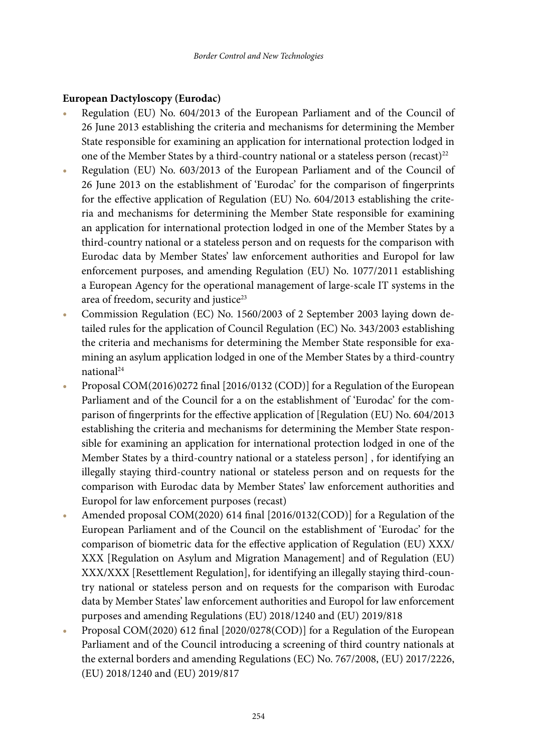**European Dactyloscopy (Eurodac)**

- Regulation (EU) No. 604/2013 of the European Parliament and of the Council of 26 June 2013 establishing the criteria and mechanisms for determining the Member State responsible for examining an application for international protection lodged in one of the Member States by a third-country national or a stateless person (recast)[22]
- Regulation (EU) No. 603/2013 of the European Parliament and of the Council of 26 June 2013 on the establishment of 'Eurodac' for the comparison of fingerprints for the effective application of Regulation (EU) No. 604/2013 establishing the criteria and mechanisms for determining the Member State responsible for examining an application for international protection lodged in one of the Member States by a third-country national or a stateless person and on requests for the comparison with Eurodac data by Member States' law enforcement authorities and Europol for law enforcement purposes, and amending Regulation (EU) No. 1077/2011 establishing a European Agency for the operational management of large-scale IT systems in the area of freedom, security and justice[23]
- Commission Regulation (EC) No. 1560/2003 of 2 September 2003 laying down detailed rules for the application of Council Regulation (EC) No. 343/2003 establishing the criteria and mechanisms for determining the Member State responsible for examining an asylum application lodged in one of the Member States by a third-country national[24]
- Proposal COM(2016)0272 final [2016/0132 (COD)] for a Regulation of the European Parliament and of the Council for a on the establishment of 'Eurodac' for the comparison of fingerprints for the effective application of [Regulation (EU) No. 604/2013 establishing the criteria and mechanisms for determining the Member State responsible for examining an application for international protection lodged in one of the Member States by a third-country national or a stateless person] , for identifying an illegally staying third-country national or stateless person and on requests for the comparison with Eurodac data by Member States' law enforcement authorities and Europol for law enforcement purposes (recast)
- Amended proposal COM(2020) 614 final [2016/0132(COD)] for a Regulation of the European Parliament and of the Council on the establishment of 'Eurodac' for the comparison of biometric data for the effective application of Regulation (EU) XXX/XXX [Regulation on Asylum and Migration Management] and of Regulation (EU) XXX/XXX [Resettlement Regulation], for identifying an illegally staying third-country national or stateless person and on requests for the comparison with Eurodac data by Member States' law enforcement authorities and Europol for law enforcement purposes and amending Regulations (EU) 2018/1240 and (EU) 2019/818
- Proposal COM(2020) 612 final [2020/0278(COD)] for a Regulation of the European Parliament and of the Council introducing a screening of third country nationals at the external borders and amending Regulations (EC) No. 767/2008, (EU) 2017/2226, (EU) 2018/1240 and (EU) 2019/817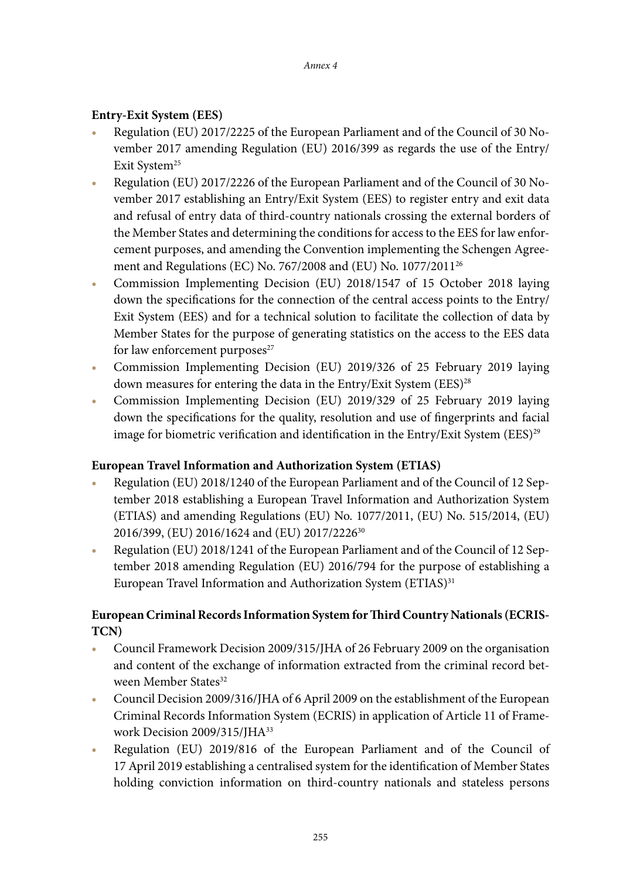**Entry-Exit System (EES)**

- Regulation (EU) 2017/2225 of the European Parliament and of the Council of 30 November 2017 amending Regulation (EU) 2016/399 as regards the use of the Entry/Exit System[25]
- Regulation (EU) 2017/2226 of the European Parliament and of the Council of 30 November 2017 establishing an Entry/Exit System (EES) to register entry and exit data and refusal of entry data of third-country nationals crossing the external borders of the Member States and determining the conditions for access to the EES for law enforcement purposes, and amending the Convention implementing the Schengen Agreement and Regulations (EC) No. 767/2008 and (EU) No. 1077/2011[26]
- Commission Implementing Decision (EU) 2018/1547 of 15 October 2018 laying down the specifications for the connection of the central access points to the Entry/Exit System (EES) and for a technical solution to facilitate the collection of data by Member States for the purpose of generating statistics on the access to the EES data for law enforcement purposes[27]
- Commission Implementing Decision (EU) 2019/326 of 25 February 2019 laying down measures for entering the data in the Entry/Exit System (EES)[28]
- Commission Implementing Decision (EU) 2019/329 of 25 February 2019 laying down the specifications for the quality, resolution and use of fingerprints and facial image for biometric verification and identification in the Entry/Exit System (EES)[29]

**European Travel Information and Authorization System (ETIAS)**

- Regulation (EU) 2018/1240 of the European Parliament and of the Council of 12 September 2018 establishing a European Travel Information and Authorization System (ETIAS) and amending Regulations (EU) No. 1077/2011, (EU) No. 515/2014, (EU) 2016/399, (EU) 2016/1624 and (EU) 2017/2226[30]
- Regulation (EU) 2018/1241 of the European Parliament and of the Council of 12 September 2018 amending Regulation (EU) 2016/794 for the purpose of establishing a European Travel Information and Authorization System (ETIAS)[31]

**European Criminal Records Information System for Third Country Nationals (ECRIS-TCN)**

- Council Framework Decision 2009/315/JHA of 26 February 2009 on the organisation and content of the exchange of information extracted from the criminal record between Member States[32]
- Council Decision 2009/316/JHA of 6 April 2009 on the establishment of the European Criminal Records Information System (ECRIS) in application of Article 11 of Framework Decision 2009/315/JHA[33]
- Regulation (EU) 2019/816 of the European Parliament and of the Council of 17 April 2019 establishing a centralised system for the identification of Member States holding conviction information on third-country nationals and stateless persons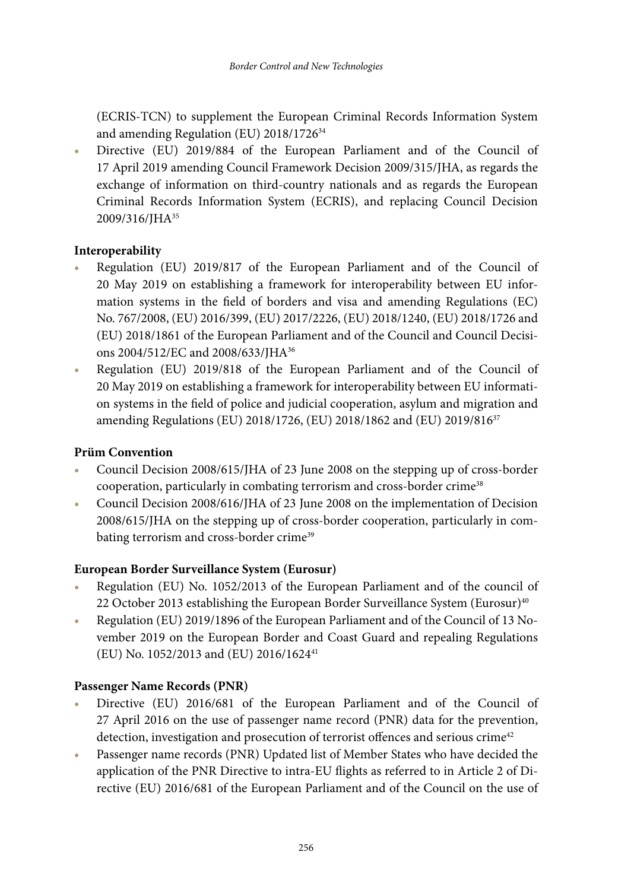(ECRIS-TCN) to supplement the European Criminal Records Information System and amending Regulation (EU) 2018/1726[34]

- Directive (EU) 2019/884 of the European Parliament and of the Council of 17 April 2019 amending Council Framework Decision 2009/315/JHA, as regards the exchange of information on third-country nationals and as regards the European Criminal Records Information System (ECRIS), and replacing Council Decision 2009/316/JHA[35]

**Interoperability**

- Regulation (EU) 2019/817 of the European Parliament and of the Council of 20 May 2019 on establishing a framework for interoperability between EU information systems in the field of borders and visa and amending Regulations (EC) No. 767/2008, (EU) 2016/399, (EU) 2017/2226, (EU) 2018/1240, (EU) 2018/1726 and (EU) 2018/1861 of the European Parliament and of the Council and Council Decisions 2004/512/EC and 2008/633/JHA[36]
- Regulation (EU) 2019/818 of the European Parliament and of the Council of 20 May 2019 on establishing a framework for interoperability between EU information systems in the field of police and judicial cooperation, asylum and migration and amending Regulations (EU) 2018/1726, (EU) 2018/1862 and (EU) 2019/816[37]

**Prüm Convention**

- Council Decision 2008/615/JHA of 23 June 2008 on the stepping up of cross-border cooperation, particularly in combating terrorism and cross-border crime[38]
- Council Decision 2008/616/JHA of 23 June 2008 on the implementation of Decision 2008/615/JHA on the stepping up of cross-border cooperation, particularly in combating terrorism and cross-border crime[39]

**European Border Surveillance System (Eurosur)**

- Regulation (EU) No. 1052/2013 of the European Parliament and of the council of 22 October 2013 establishing the European Border Surveillance System (Eurosur)[40]
- Regulation (EU) 2019/1896 of the European Parliament and of the Council of 13 November 2019 on the European Border and Coast Guard and repealing Regulations (EU) No. 1052/2013 and (EU) 2016/1624[41]

**Passenger Name Records (PNR)**

- Directive (EU) 2016/681 of the European Parliament and of the Council of 27 April 2016 on the use of passenger name record (PNR) data for the prevention, detection, investigation and prosecution of terrorist offences and serious crime[42]
- Passenger name records (PNR) Updated list of Member States who have decided the application of the PNR Directive to intra-EU flights as referred to in Article 2 of Directive (EU) 2016/681 of the European Parliament and of the Council on the use of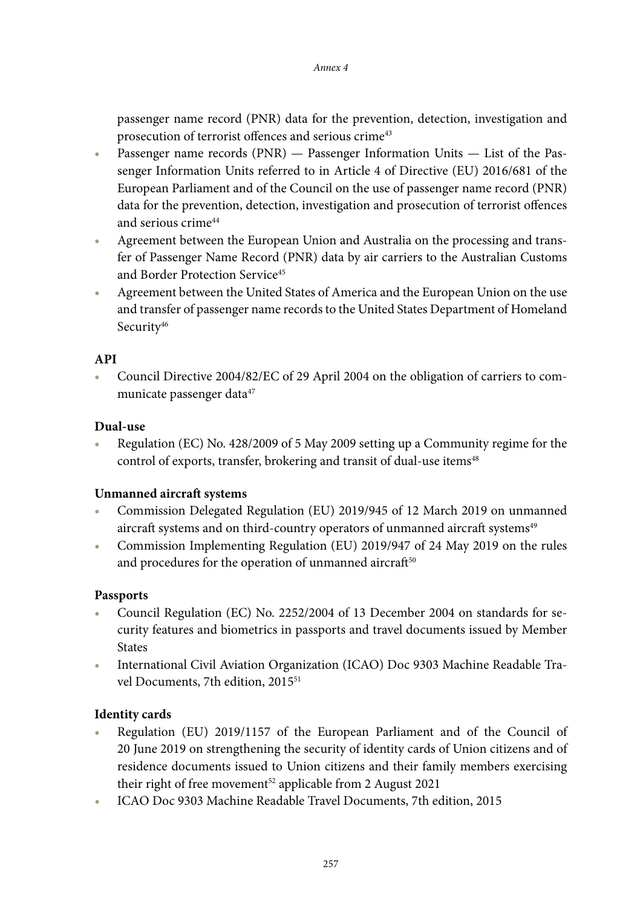passenger name record (PNR) data for the prevention, detection, investigation and prosecution of terrorist offences and serious crime[43]

- Passenger name records (PNR) — Passenger Information Units — List of the Passenger Information Units referred to in Article 4 of Directive (EU) 2016/681 of the European Parliament and of the Council on the use of passenger name record (PNR) data for the prevention, detection, investigation and prosecution of terrorist offences and serious crime[44]
- Agreement between the European Union and Australia on the processing and transfer of Passenger Name Record (PNR) data by air carriers to the Australian Customs and Border Protection Service[45]
- Agreement between the United States of America and the European Union on the use and transfer of passenger name records to the United States Department of Homeland Security[46]

**API**

- Council Directive 2004/82/EC of 29 April 2004 on the obligation of carriers to communicate passenger data[47]

**Dual-use**

- Regulation (EC) No. 428/2009 of 5 May 2009 setting up a Community regime for the control of exports, transfer, brokering and transit of dual-use items[48]

**Unmanned aircraft systems**

- Commission Delegated Regulation (EU) 2019/945 of 12 March 2019 on unmanned aircraft systems and on third-country operators of unmanned aircraft systems[49]
- Commission Implementing Regulation (EU) 2019/947 of 24 May 2019 on the rules and procedures for the operation of unmanned aircraft[50]

**Passports**

- Council Regulation (EC) No. 2252/2004 of 13 December 2004 on standards for security features and biometrics in passports and travel documents issued by Member States
- International Civil Aviation Organization (ICAO) Doc 9303 Machine Readable Travel Documents, 7th edition, 2015[51]

**Identity cards**

- Regulation (EU) 2019/1157 of the European Parliament and of the Council of 20 June 2019 on strengthening the security of identity cards of Union citizens and of residence documents issued to Union citizens and their family members exercising their right of free movement[52] applicable from 2 August 2021
- ICAO Doc 9303 Machine Readable Travel Documents, 7th edition, 2015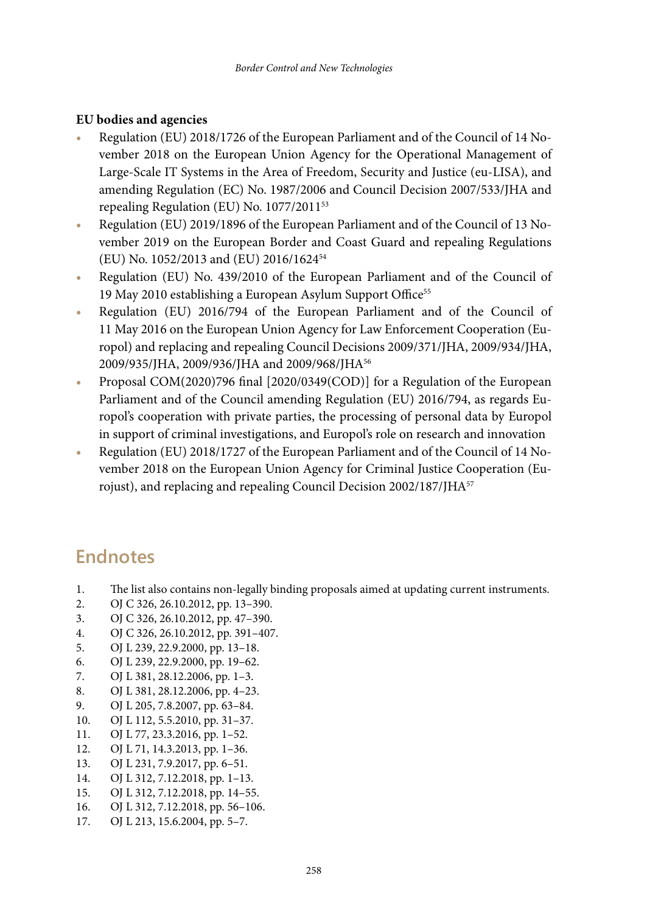**EU bodies and agencies**

- Regulation (EU) 2018/1726 of the European Parliament and of the Council of 14 November 2018 on the European Union Agency for the Operational Management of Large-Scale IT Systems in the Area of Freedom, Security and Justice (eu-LISA), and amending Regulation (EC) No. 1987/2006 and Council Decision 2007/533/JHA and repealing Regulation (EU) No. 1077/2011[53]
- Regulation (EU) 2019/1896 of the European Parliament and of the Council of 13 November 2019 on the European Border and Coast Guard and repealing Regulations (EU) No. 1052/2013 and (EU) 2016/1624[54]
- Regulation (EU) No. 439/2010 of the European Parliament and of the Council of 19 May 2010 establishing a European Asylum Support Office[55]
- Regulation (EU) 2016/794 of the European Parliament and of the Council of 11 May 2016 on the European Union Agency for Law Enforcement Cooperation (Europol) and replacing and repealing Council Decisions 2009/371/JHA, 2009/934/JHA, 2009/935/JHA, 2009/936/JHA and 2009/968/JHA[56]
- Proposal COM(2020)796 final [2020/0349(COD)] for a Regulation of the European Parliament and of the Council amending Regulation (EU) 2016/794, as regards Europol's cooperation with private parties, the processing of personal data by Europol in support of criminal investigations, and Europol's role on research and innovation
- Regulation (EU) 2018/1727 of the European Parliament and of the Council of 14 November 2018 on the European Union Agency for Criminal Justice Cooperation (Eurojust), and replacing and repealing Council Decision 2002/187/JHA[57]

## Endnotes

1. The list also contains non-legally binding proposals aimed at updating current instruments.
2. OJ C 326, 26.10.2012, pp. 13–390.
3. OJ C 326, 26.10.2012, pp. 47–390.
4. OJ C 326, 26.10.2012, pp. 391–407.
5. OJ L 239, 22.9.2000, pp. 13–18.
6. OJ L 239, 22.9.2000, pp. 19–62.
7. OJ L 381, 28.12.2006, pp. 1–3.
8. OJ L 381, 28.12.2006, pp. 4–23.
9. OJ L 205, 7.8.2007, pp. 63–84.
10. OJ L 112, 5.5.2010, pp. 31–37.
11. OJ L 77, 23.3.2016, pp. 1–52.
12. OJ L 71, 14.3.2013, pp. 1–36.
13. OJ L 231, 7.9.2017, pp. 6–51.
14. OJ L 312, 7.12.2018, pp. 1–13.
15. OJ L 312, 7.12.2018, pp. 14–55.
16. OJ L 312, 7.12.2018, pp. 56–106.
17. OJ L 213, 15.6.2004, pp. 5–7.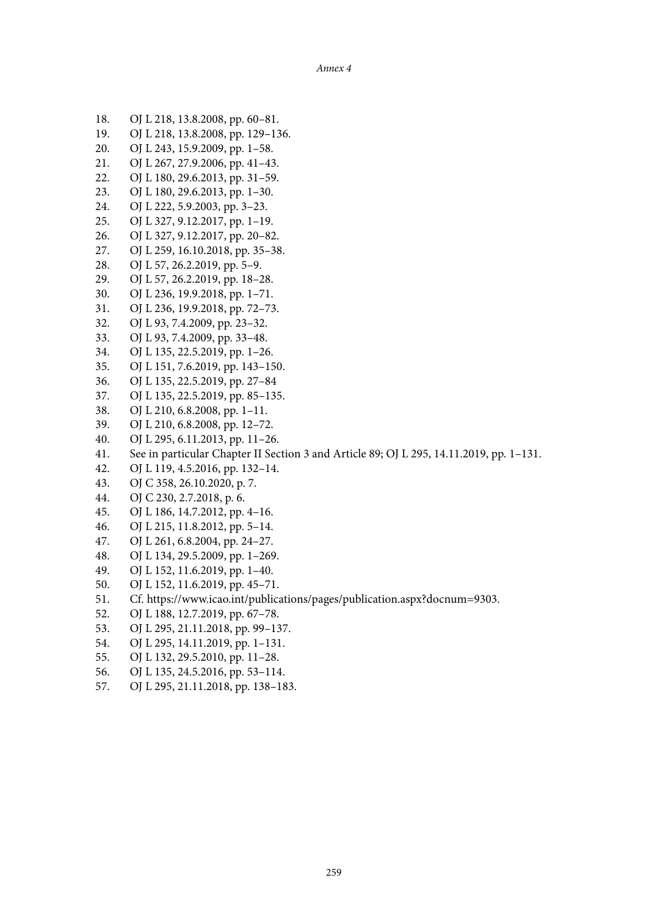18. OJ L 218, 13.8.2008, pp. 60–81.
19. OJ L 218, 13.8.2008, pp. 129–136.
20. OJ L 243, 15.9.2009, pp. 1–58.
21. OJ L 267, 27.9.2006, pp. 41–43.
22. OJ L 180, 29.6.2013, pp. 31–59.
23. OJ L 180, 29.6.2013, pp. 1–30.
24. OJ L 222, 5.9.2003, pp. 3–23.
25. OJ L 327, 9.12.2017, pp. 1–19.
26. OJ L 327, 9.12.2017, pp. 20–82.
27. OJ L 259, 16.10.2018, pp. 35–38.
28. OJ L 57, 26.2.2019, pp. 5–9.
29. OJ L 57, 26.2.2019, pp. 18–28.
30. OJ L 236, 19.9.2018, pp. 1–71.
31. OJ L 236, 19.9.2018, pp. 72–73.
32. OJ L 93, 7.4.2009, pp. 23–32.
33. OJ L 93, 7.4.2009, pp. 33–48.
34. OJ L 135, 22.5.2019, pp. 1–26.
35. OJ L 151, 7.6.2019, pp. 143–150.
36. OJ L 135, 22.5.2019, pp. 27–84
37. OJ L 135, 22.5.2019, pp. 85–135.
38. OJ L 210, 6.8.2008, pp. 1–11.
39. OJ L 210, 6.8.2008, pp. 12–72.
40. OJ L 295, 6.11.2013, pp. 11–26.
41. See in particular Chapter II Section 3 and Article 89; OJ L 295, 14.11.2019, pp. 1–131.
42. OJ L 119, 4.5.2016, pp. 132–14.
43. OJ C 358, 26.10.2020, p. 7.
44. OJ C 230, 2.7.2018, p. 6.
45. OJ L 186, 14.7.2012, pp. 4–16.
46. OJ L 215, 11.8.2012, pp. 5–14.
47. OJ L 261, 6.8.2004, pp. 24–27.
48. OJ L 134, 29.5.2009, pp. 1–269.
49. OJ L 152, 11.6.2019, pp. 1–40.
50. OJ L 152, 11.6.2019, pp. 45–71.
51. Cf. https://www.icao.int/publications/pages/publication.aspx?docnum=9303.
52. OJ L 188, 12.7.2019, pp. 67–78.
53. OJ L 295, 21.11.2018, pp. 99–137.
54. OJ L 295, 14.11.2019, pp. 1–131.
55. OJ L 132, 29.5.2010, pp. 11–28.
56. OJ L 135, 24.5.2016, pp. 53–114.
57. OJ L 295, 21.11.2018, pp. 138–183.